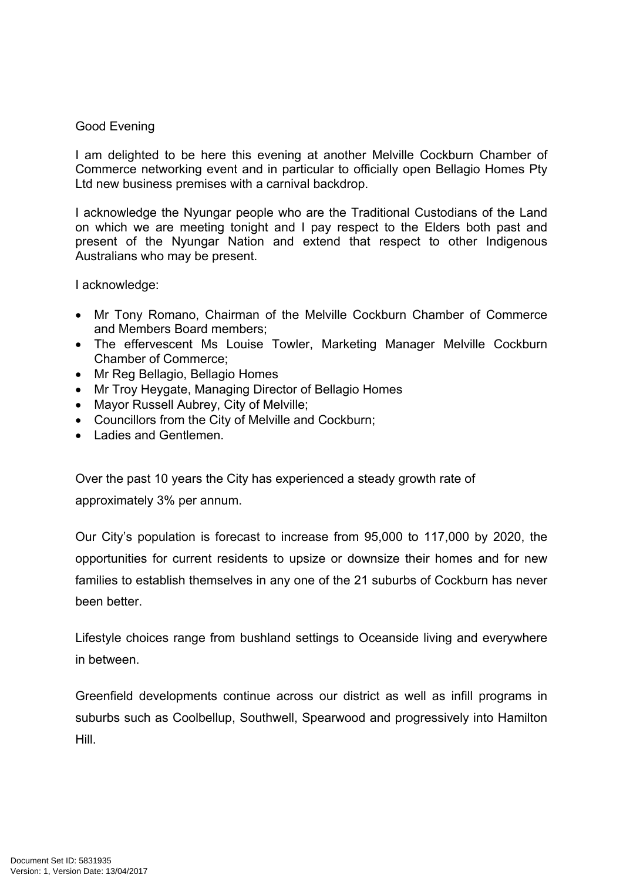Good Evening

I am delighted to be here this evening at another Melville Cockburn Chamber of Commerce networking event and in particular to officially open Bellagio Homes Pty Ltd new business premises with a carnival backdrop.

I acknowledge the Nyungar people who are the Traditional Custodians of the Land on which we are meeting tonight and I pay respect to the Elders both past and present of the Nyungar Nation and extend that respect to other Indigenous Australians who may be present.

I acknowledge:

- Mr Tony Romano, Chairman of the Melville Cockburn Chamber of Commerce and Members Board members;
- The effervescent Ms Louise Towler, Marketing Manager Melville Cockburn Chamber of Commerce;
- Mr Reg Bellagio, Bellagio Homes
- Mr Troy Heygate, Managing Director of Bellagio Homes
- Mayor Russell Aubrey, City of Melville;
- Councillors from the City of Melville and Cockburn;
- Ladies and Gentlemen.

Over the past 10 years the City has experienced a steady growth rate of approximately 3% per annum.

Our City's population is forecast to increase from 95,000 to 117,000 by 2020, the opportunities for current residents to upsize or downsize their homes and for new families to establish themselves in any one of the 21 suburbs of Cockburn has never been better.

Lifestyle choices range from bushland settings to Oceanside living and everywhere in between.

Greenfield developments continue across our district as well as infill programs in suburbs such as Coolbellup, Southwell, Spearwood and progressively into Hamilton Hill.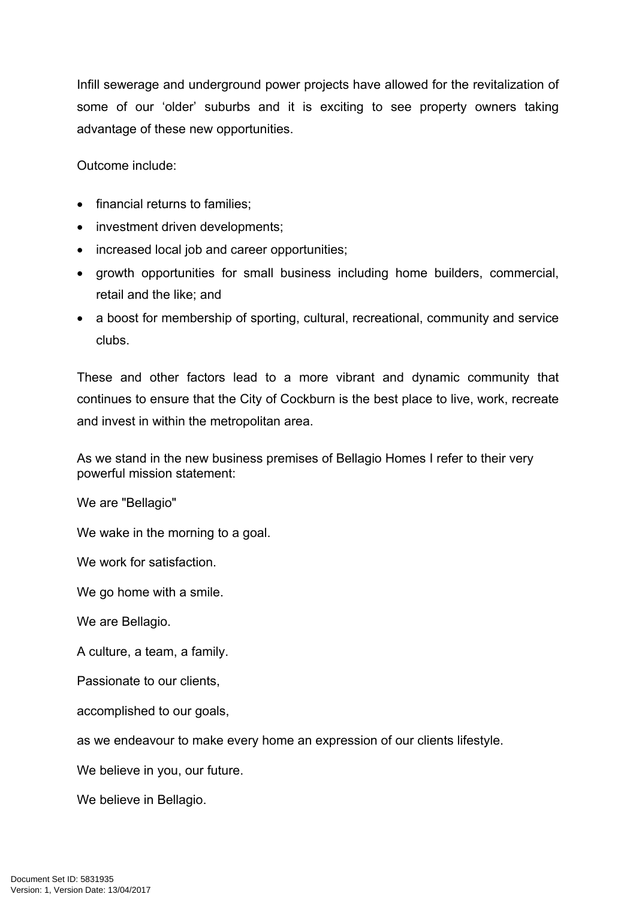Infill sewerage and underground power projects have allowed for the revitalization of some of our 'older' suburbs and it is exciting to see property owners taking advantage of these new opportunities.

Outcome include:

- financial returns to families;
- investment driven developments;
- increased local job and career opportunities;
- growth opportunities for small business including home builders, commercial, retail and the like; and
- a boost for membership of sporting, cultural, recreational, community and service clubs.

These and other factors lead to a more vibrant and dynamic community that continues to ensure that the City of Cockburn is the best place to live, work, recreate and invest in within the metropolitan area.

As we stand in the new business premises of Bellagio Homes I refer to their very powerful mission statement:

We are "Bellagio"

We wake in the morning to a goal.

We work for satisfaction.

We go home with a smile.

We are Bellagio.

A culture, a team, a family.

Passionate to our clients,

accomplished to our goals,

as we endeavour to make every home an expression of our clients lifestyle.

We believe in you, our future.

We believe in Bellagio.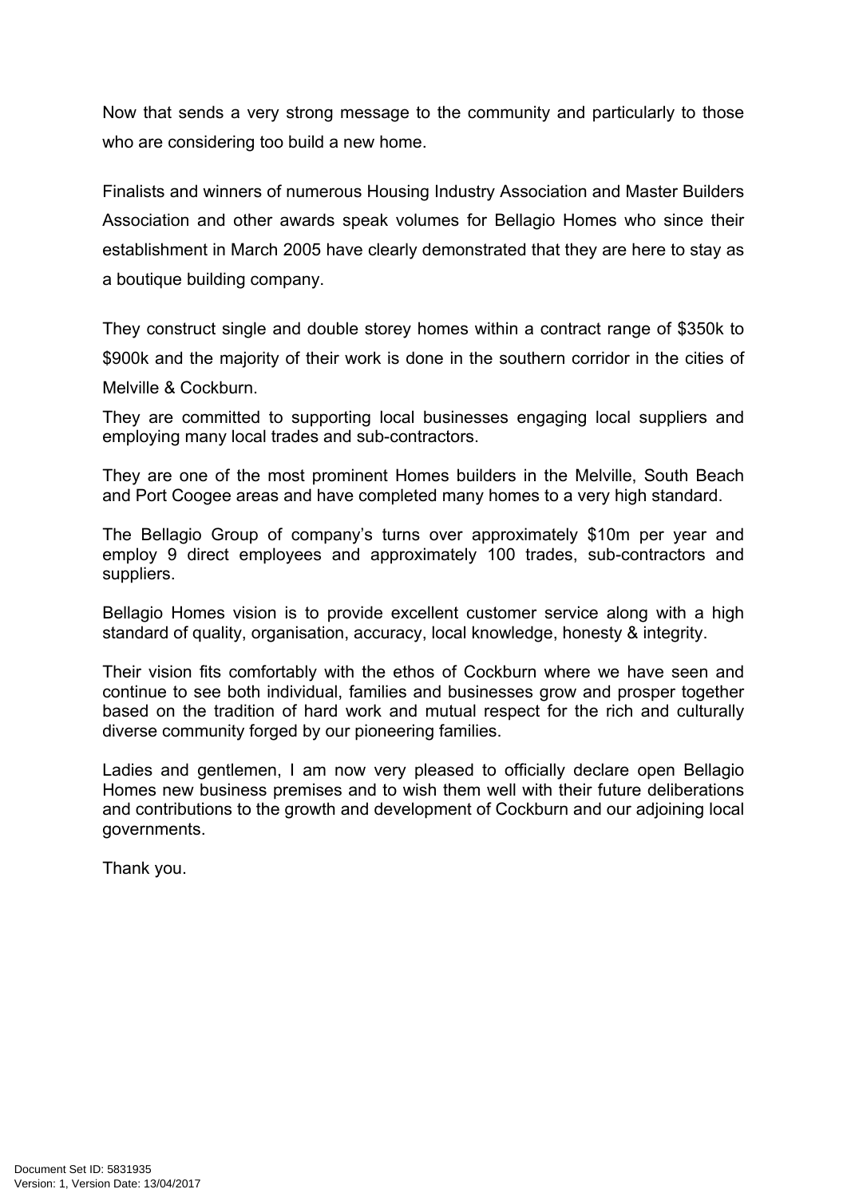Now that sends a very strong message to the community and particularly to those who are considering too build a new home.

Finalists and winners of numerous Housing Industry Association and Master Builders Association and other awards speak volumes for Bellagio Homes who since their establishment in March 2005 have clearly demonstrated that they are here to stay as a boutique building company.

They construct single and double storey homes within a contract range of $350k to $900k and the majority of their work is done in the southern corridor in the cities of Melville & Cockburn.

They are committed to supporting local businesses engaging local suppliers and employing many local trades and sub-contractors.

They are one of the most prominent Homes builders in the Melville, South Beach and Port Coogee areas and have completed many homes to a very high standard.

The Bellagio Group of company's turns over approximately $10m per year and employ 9 direct employees and approximately 100 trades, sub-contractors and suppliers.

Bellagio Homes vision is to provide excellent customer service along with a high standard of quality, organisation, accuracy, local knowledge, honesty & integrity.

Their vision fits comfortably with the ethos of Cockburn where we have seen and continue to see both individual, families and businesses grow and prosper together based on the tradition of hard work and mutual respect for the rich and culturally diverse community forged by our pioneering families.

Ladies and gentlemen, I am now very pleased to officially declare open Bellagio Homes new business premises and to wish them well with their future deliberations and contributions to the growth and development of Cockburn and our adjoining local governments.

Thank you.